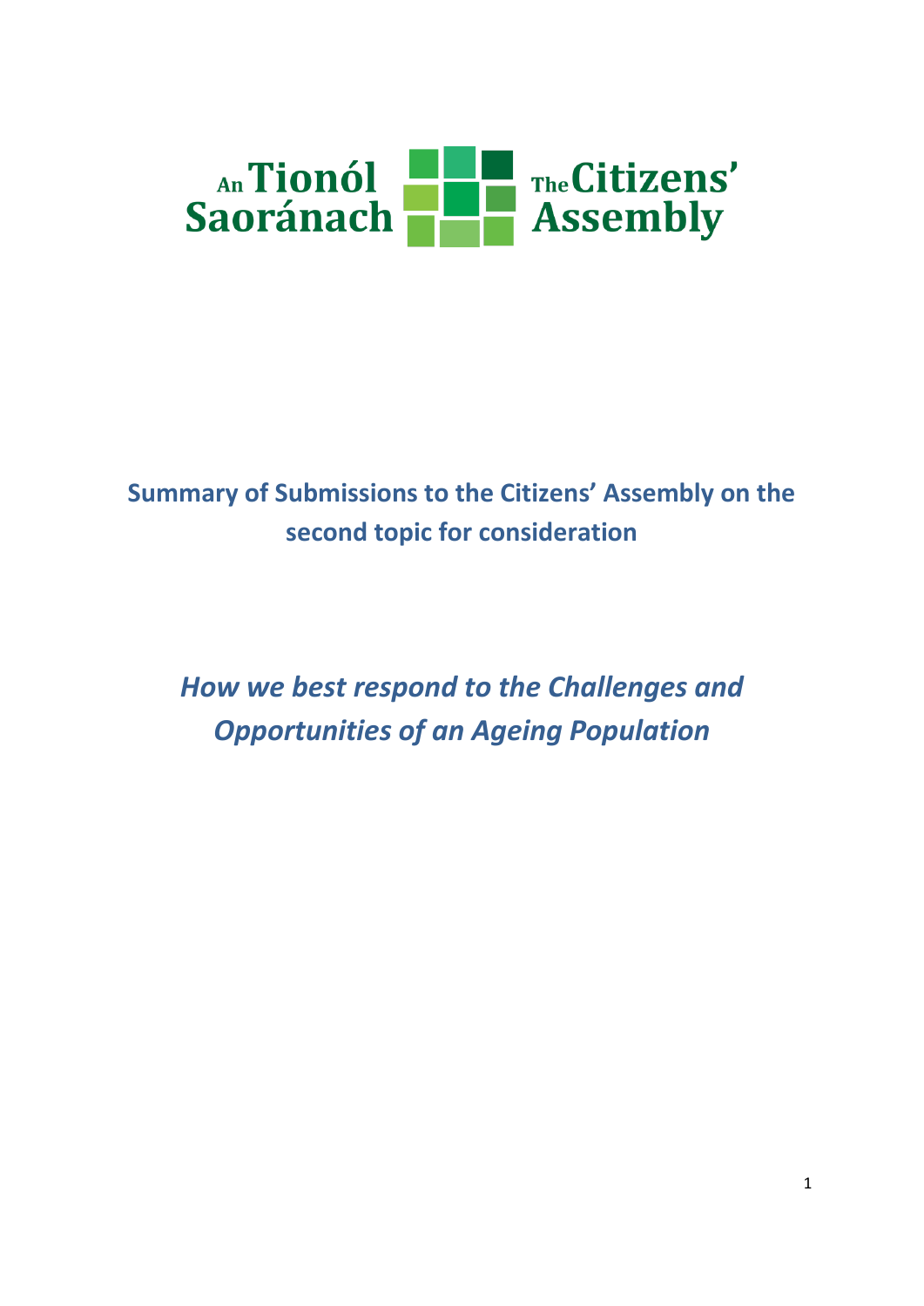An Tionól Saoránach

The Citizens' Assembly

# Summary of Submissions to the Citizens' Assembly on the second topic for consideration

## *How we best respond to the Challenges and Opportunities of an Ageing Population*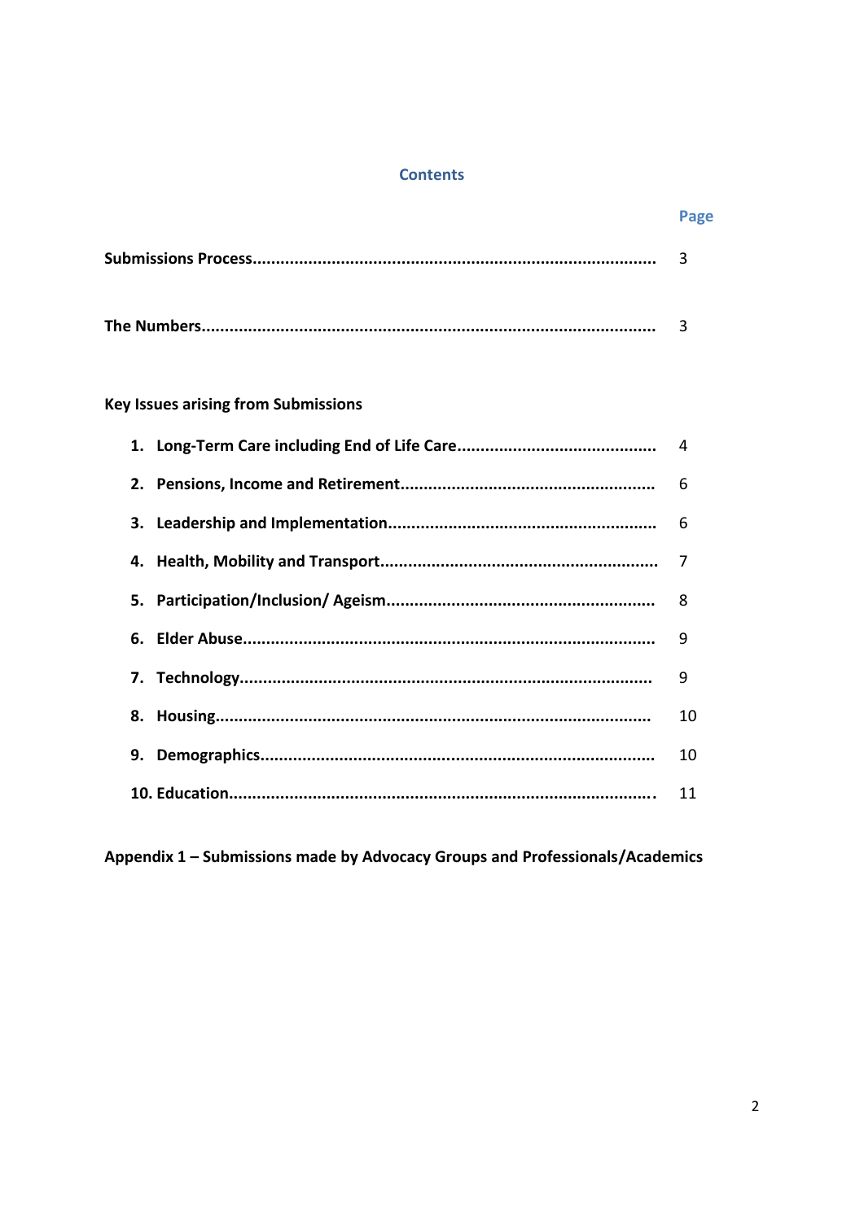# Contents

| | Page |
|---|---|
| **Submissions Process** | 3 |
| **The Numbers** | 3 |
| **Key Issues arising from Submissions** | |
| **1. Long-Term Care including End of Life Care** | 4 |
| **2. Pensions, Income and Retirement** | 6 |
| **3. Leadership and Implementation** | 6 |
| **4. Health, Mobility and Transport** | 7 |
| **5. Participation/Inclusion/ Ageism** | 8 |
| **6. Elder Abuse** | 9 |
| **7. Technology** | 9 |
| **8. Housing** | 10 |
| **9. Demographics** | 10 |
| **10. Education** | 11 |

**Appendix 1 – Submissions made by Advocacy Groups and Professionals/Academics**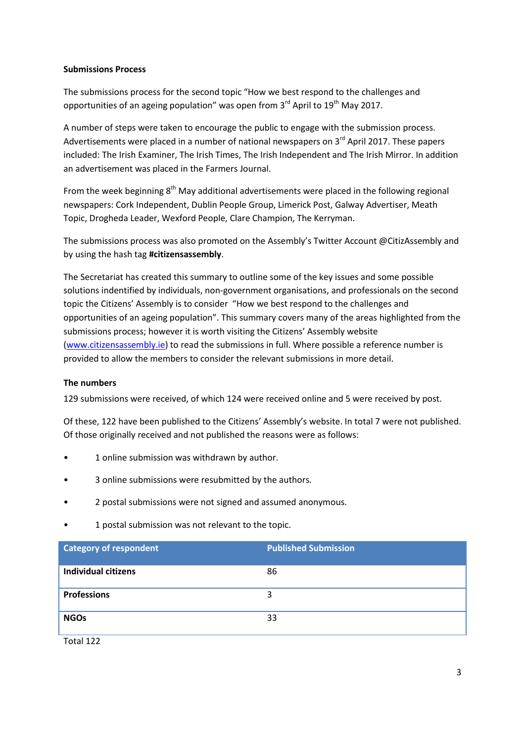**Submissions Process**

The submissions process for the second topic "How we best respond to the challenges and opportunities of an ageing population" was open from 3rd April to 19th May 2017.

A number of steps were taken to encourage the public to engage with the submission process. Advertisements were placed in a number of national newspapers on 3rd April 2017. These papers included: The Irish Examiner, The Irish Times, The Irish Independent and The Irish Mirror. In addition an advertisement was placed in the Farmers Journal.

From the week beginning 8th May additional advertisements were placed in the following regional newspapers: Cork Independent, Dublin People Group, Limerick Post, Galway Advertiser, Meath Topic, Drogheda Leader, Wexford People, Clare Champion, The Kerryman.

The submissions process was also promoted on the Assembly's Twitter Account @CitizAssembly and by using the hash tag **#citizensassembly**.

The Secretariat has created this summary to outline some of the key issues and some possible solutions indentified by individuals, non-government organisations, and professionals on the second topic the Citizens' Assembly is to consider "How we best respond to the challenges and opportunities of an ageing population". This summary covers many of the areas highlighted from the submissions process; however it is worth visiting the Citizens' Assembly website (www.citizensassembly.ie) to read the submissions in full. Where possible a reference number is provided to allow the members to consider the relevant submissions in more detail.

**The numbers**

129 submissions were received, of which 124 were received online and 5 were received by post.

Of these, 122 have been published to the Citizens' Assembly's website. In total 7 were not published. Of those originally received and not published the reasons were as follows:

- 1 online submission was withdrawn by author.
- 3 online submissions were resubmitted by the authors.
- 2 postal submissions were not signed and assumed anonymous.
- 1 postal submission was not relevant to the topic.

| Category of respondent | Published Submission |
|---|---|
| **Individual citizens** | 86 |
| **Professions** | 3 |
| **NGOs** | 33 |

Total 122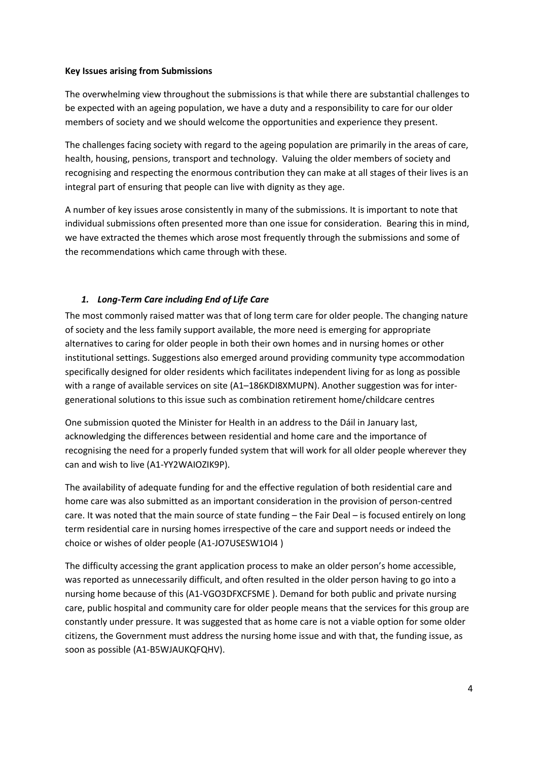**Key Issues arising from Submissions**

The overwhelming view throughout the submissions is that while there are substantial challenges to be expected with an ageing population, we have a duty and a responsibility to care for our older members of society and we should welcome the opportunities and experience they present.

The challenges facing society with regard to the ageing population are primarily in the areas of care, health, housing, pensions, transport and technology. Valuing the older members of society and recognising and respecting the enormous contribution they can make at all stages of their lives is an integral part of ensuring that people can live with dignity as they age.

A number of key issues arose consistently in many of the submissions. It is important to note that individual submissions often presented more than one issue for consideration. Bearing this in mind, we have extracted the themes which arose most frequently through the submissions and some of the recommendations which came through with these.

### *1. Long-Term Care including End of Life Care*

The most commonly raised matter was that of long term care for older people. The changing nature of society and the less family support available, the more need is emerging for appropriate alternatives to caring for older people in both their own homes and in nursing homes or other institutional settings. Suggestions also emerged around providing community type accommodation specifically designed for older residents which facilitates independent living for as long as possible with a range of available services on site (A1–186KDI8XMUPN). Another suggestion was for inter-generational solutions to this issue such as combination retirement home/childcare centres

One submission quoted the Minister for Health in an address to the Dáil in January last, acknowledging the differences between residential and home care and the importance of recognising the need for a properly funded system that will work for all older people wherever they can and wish to live (A1-YY2WAIOZIK9P).

The availability of adequate funding for and the effective regulation of both residential care and home care was also submitted as an important consideration in the provision of person-centred care. It was noted that the main source of state funding – the Fair Deal – is focused entirely on long term residential care in nursing homes irrespective of the care and support needs or indeed the choice or wishes of older people (A1-JO7USESW1OI4 )

The difficulty accessing the grant application process to make an older person's home accessible, was reported as unnecessarily difficult, and often resulted in the older person having to go into a nursing home because of this (A1-VGO3DFXCFSME ). Demand for both public and private nursing care, public hospital and community care for older people means that the services for this group are constantly under pressure. It was suggested that as home care is not a viable option for some older citizens, the Government must address the nursing home issue and with that, the funding issue, as soon as possible (A1-B5WJAUKQFQHV).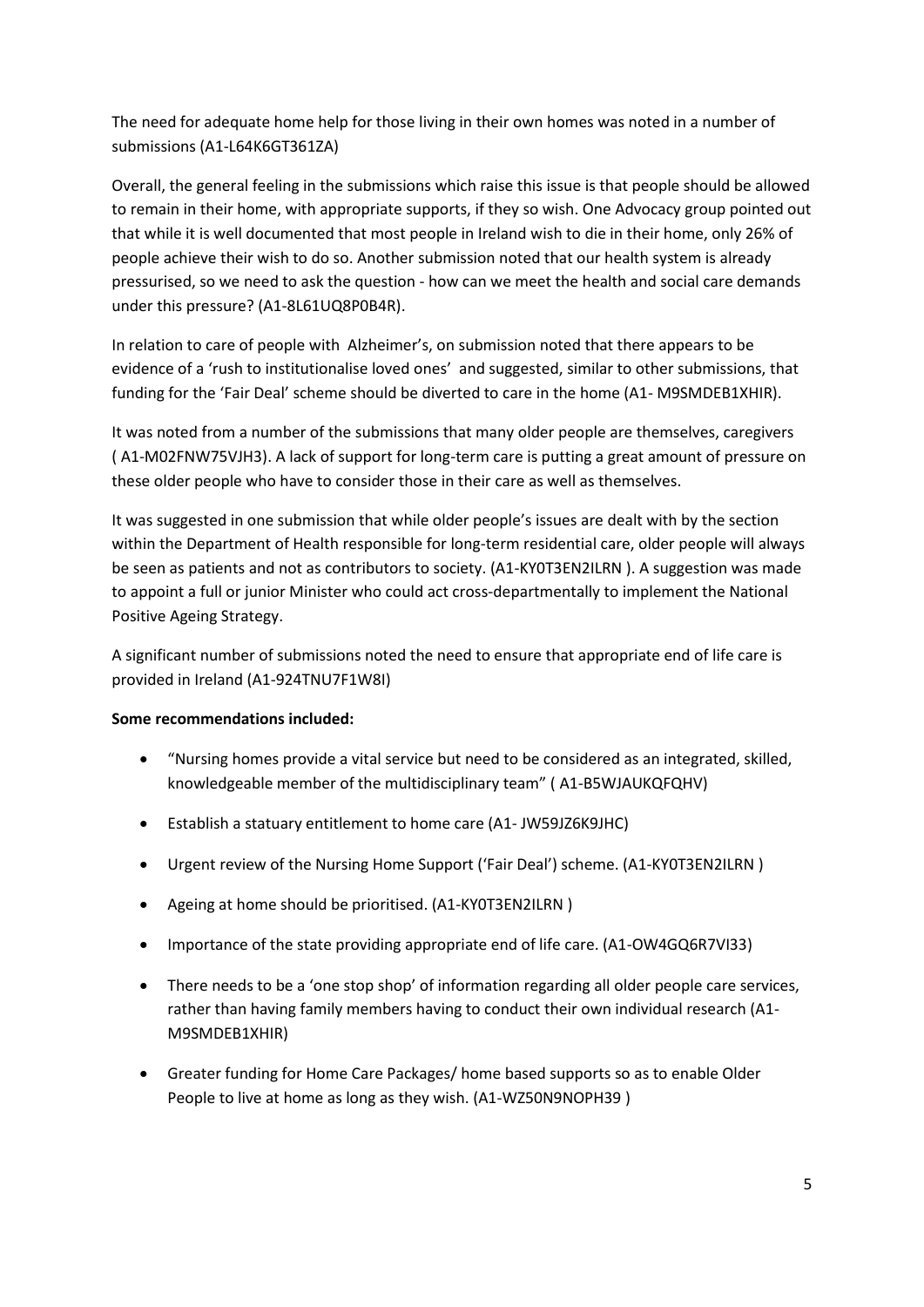The need for adequate home help for those living in their own homes was noted in a number of submissions (A1-L64K6GT361ZA)

Overall, the general feeling in the submissions which raise this issue is that people should be allowed to remain in their home, with appropriate supports, if they so wish. One Advocacy group pointed out that while it is well documented that most people in Ireland wish to die in their home, only 26% of people achieve their wish to do so. Another submission noted that our health system is already pressurised, so we need to ask the question - how can we meet the health and social care demands under this pressure? (A1-8L61UQ8P0B4R).

In relation to care of people with Alzheimer's, on submission noted that there appears to be evidence of a 'rush to institutionalise loved ones' and suggested, similar to other submissions, that funding for the 'Fair Deal' scheme should be diverted to care in the home (A1- M9SMDEB1XHIR).

It was noted from a number of the submissions that many older people are themselves, caregivers ( A1-M02FNW75VJH3). A lack of support for long-term care is putting a great amount of pressure on these older people who have to consider those in their care as well as themselves.

It was suggested in one submission that while older people's issues are dealt with by the section within the Department of Health responsible for long-term residential care, older people will always be seen as patients and not as contributors to society. (A1-KY0T3EN2ILRN ). A suggestion was made to appoint a full or junior Minister who could act cross-departmentally to implement the National Positive Ageing Strategy.

A significant number of submissions noted the need to ensure that appropriate end of life care is provided in Ireland (A1-924TNU7F1W8I)

**Some recommendations included:**

- "Nursing homes provide a vital service but need to be considered as an integrated, skilled, knowledgeable member of the multidisciplinary team" ( A1-B5WJAUKQFQHV)
- Establish a statuary entitlement to home care (A1- JW59JZ6K9JHC)
- Urgent review of the Nursing Home Support ('Fair Deal') scheme. (A1-KY0T3EN2ILRN )
- Ageing at home should be prioritised. (A1-KY0T3EN2ILRN )
- Importance of the state providing appropriate end of life care. (A1-OW4GQ6R7VI33)
- There needs to be a 'one stop shop' of information regarding all older people care services, rather than having family members having to conduct their own individual research (A1-M9SMDEB1XHIR)
- Greater funding for Home Care Packages/ home based supports so as to enable Older People to live at home as long as they wish. (A1-WZ50N9NOPH39 )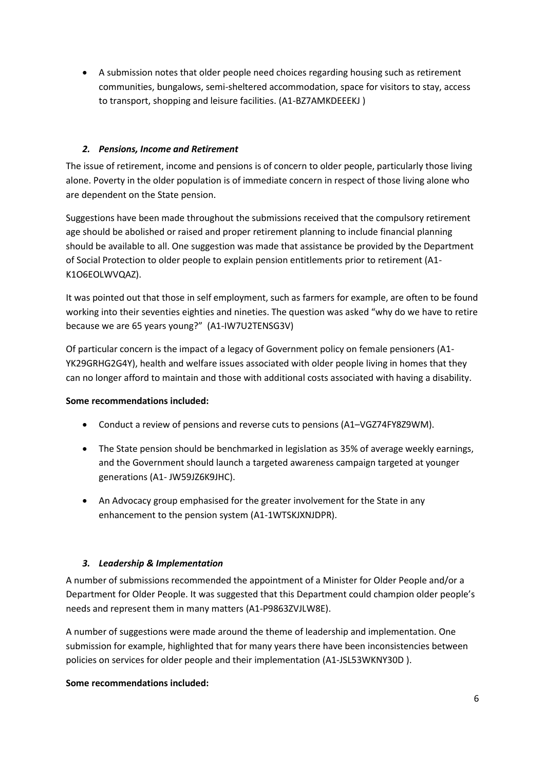- A submission notes that older people need choices regarding housing such as retirement communities, bungalows, semi-sheltered accommodation, space for visitors to stay, access to transport, shopping and leisure facilities. (A1-BZ7AMKDEEEKJ )

### *2. Pensions, Income and Retirement*

The issue of retirement, income and pensions is of concern to older people, particularly those living alone. Poverty in the older population is of immediate concern in respect of those living alone who are dependent on the State pension.

Suggestions have been made throughout the submissions received that the compulsory retirement age should be abolished or raised and proper retirement planning to include financial planning should be available to all. One suggestion was made that assistance be provided by the Department of Social Protection to older people to explain pension entitlements prior to retirement (A1-K1O6EOLWVQAZ).

It was pointed out that those in self employment, such as farmers for example, are often to be found working into their seventies eighties and nineties. The question was asked "why do we have to retire because we are 65 years young?" (A1-IW7U2TENSG3V)

Of particular concern is the impact of a legacy of Government policy on female pensioners (A1-YK29GRHG2G4Y), health and welfare issues associated with older people living in homes that they can no longer afford to maintain and those with additional costs associated with having a disability.

**Some recommendations included:**

- Conduct a review of pensions and reverse cuts to pensions (A1–VGZ74FY8Z9WM).
- The State pension should be benchmarked in legislation as 35% of average weekly earnings, and the Government should launch a targeted awareness campaign targeted at younger generations (A1- JW59JZ6K9JHC).
- An Advocacy group emphasised for the greater involvement for the State in any enhancement to the pension system (A1-1WTSKJXNJDPR).

### *3. Leadership & Implementation*

A number of submissions recommended the appointment of a Minister for Older People and/or a Department for Older People. It was suggested that this Department could champion older people's needs and represent them in many matters (A1-P9863ZVJLW8E).

A number of suggestions were made around the theme of leadership and implementation. One submission for example, highlighted that for many years there have been inconsistencies between policies on services for older people and their implementation (A1-JSL53WKNY30D ).

**Some recommendations included:**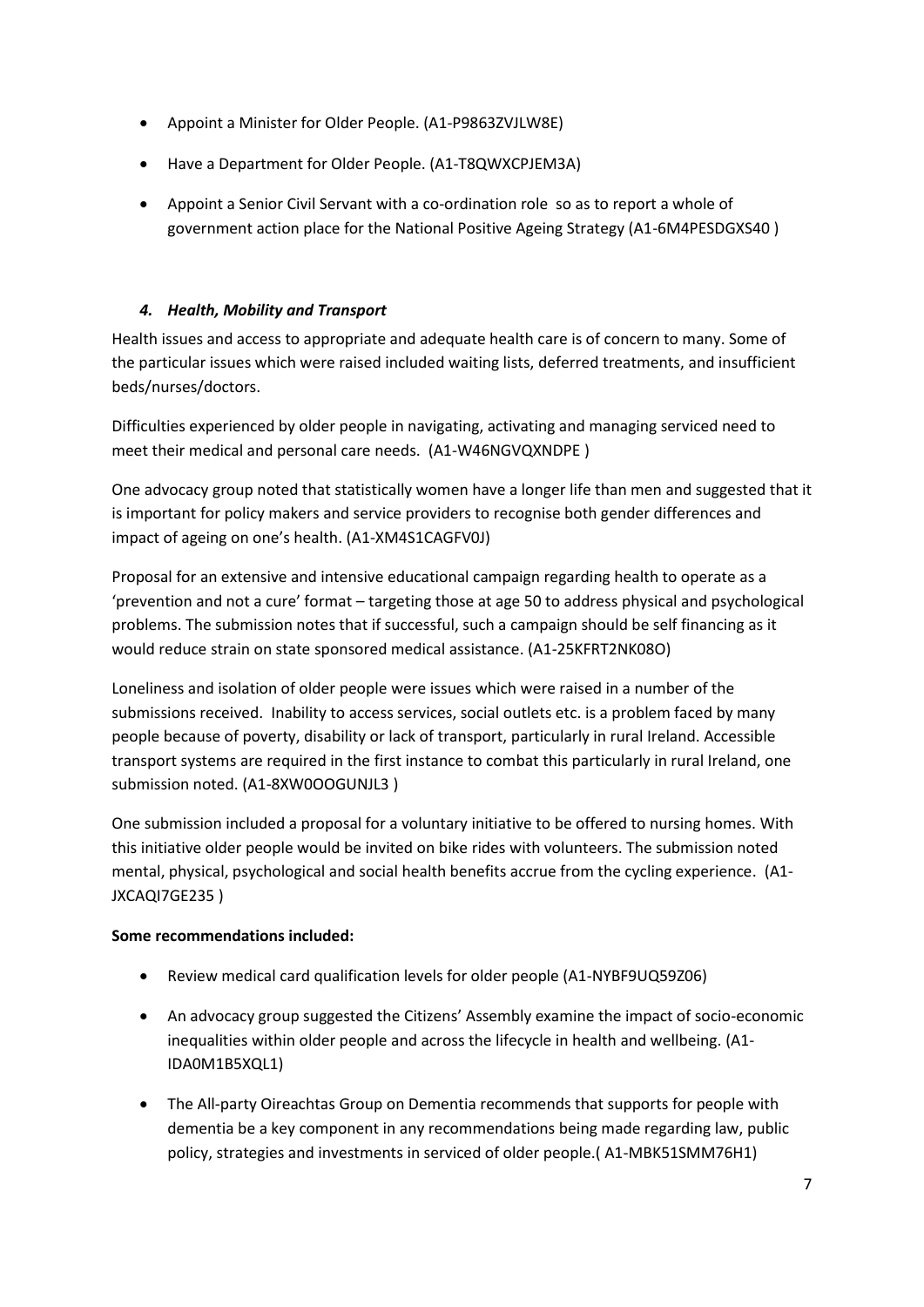- Appoint a Minister for Older People. (A1-P9863ZVJLW8E)
- Have a Department for Older People. (A1-T8QWXCPJEM3A)
- Appoint a Senior Civil Servant with a co-ordination role so as to report a whole of government action place for the National Positive Ageing Strategy (A1-6M4PESDGXS40 )

### *4. Health, Mobility and Transport*

Health issues and access to appropriate and adequate health care is of concern to many. Some of the particular issues which were raised included waiting lists, deferred treatments, and insufficient beds/nurses/doctors.

Difficulties experienced by older people in navigating, activating and managing serviced need to meet their medical and personal care needs. (A1-W46NGVQXNDPE )

One advocacy group noted that statistically women have a longer life than men and suggested that it is important for policy makers and service providers to recognise both gender differences and impact of ageing on one's health. (A1-XM4S1CAGFV0J)

Proposal for an extensive and intensive educational campaign regarding health to operate as a 'prevention and not a cure' format – targeting those at age 50 to address physical and psychological problems. The submission notes that if successful, such a campaign should be self financing as it would reduce strain on state sponsored medical assistance. (A1-25KFRT2NK08O)

Loneliness and isolation of older people were issues which were raised in a number of the submissions received. Inability to access services, social outlets etc. is a problem faced by many people because of poverty, disability or lack of transport, particularly in rural Ireland. Accessible transport systems are required in the first instance to combat this particularly in rural Ireland, one submission noted. (A1-8XW0OOGUNJL3 )

One submission included a proposal for a voluntary initiative to be offered to nursing homes. With this initiative older people would be invited on bike rides with volunteers. The submission noted mental, physical, psychological and social health benefits accrue from the cycling experience. (A1-JXCAQI7GE235 )

**Some recommendations included:**

- Review medical card qualification levels for older people (A1-NYBF9UQ59Z06)
- An advocacy group suggested the Citizens' Assembly examine the impact of socio-economic inequalities within older people and across the lifecycle in health and wellbeing. (A1-IDA0M1B5XQL1)
- The All-party Oireachtas Group on Dementia recommends that supports for people with dementia be a key component in any recommendations being made regarding law, public policy, strategies and investments in serviced of older people.( A1-MBK51SMM76H1)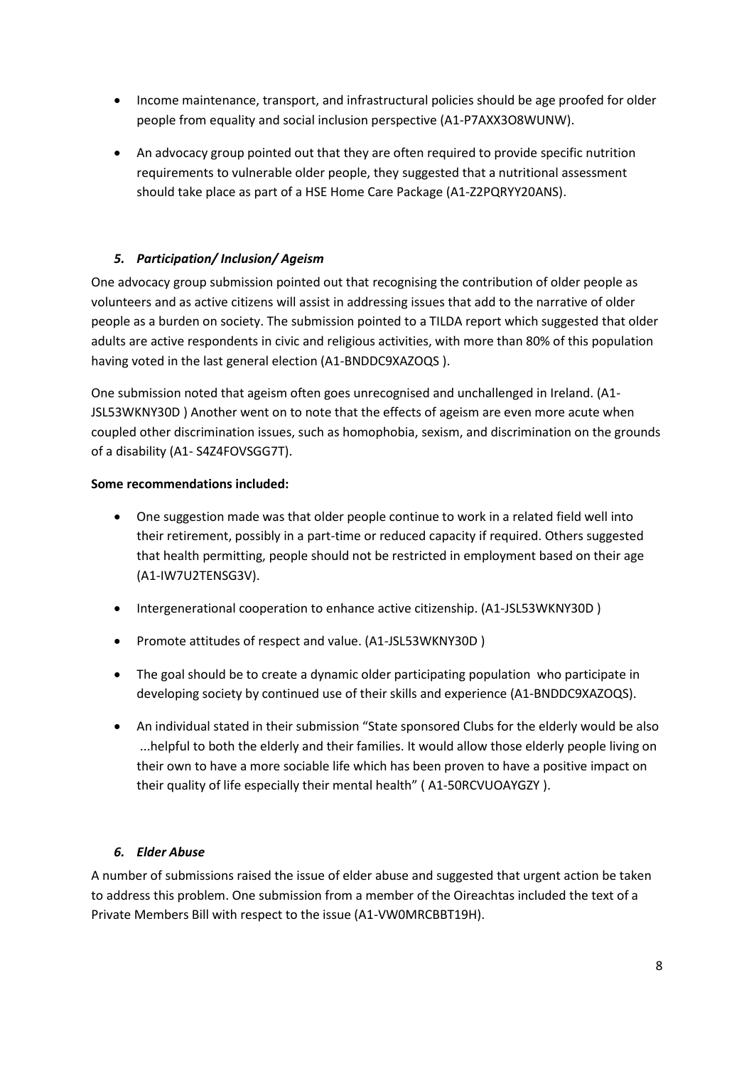- Income maintenance, transport, and infrastructural policies should be age proofed for older people from equality and social inclusion perspective (A1-P7AXX3O8WUNW).
- An advocacy group pointed out that they are often required to provide specific nutrition requirements to vulnerable older people, they suggested that a nutritional assessment should take place as part of a HSE Home Care Package (A1-Z2PQRYY20ANS).

### *5. Participation/ Inclusion/ Ageism*

One advocacy group submission pointed out that recognising the contribution of older people as volunteers and as active citizens will assist in addressing issues that add to the narrative of older people as a burden on society. The submission pointed to a TILDA report which suggested that older adults are active respondents in civic and religious activities, with more than 80% of this population having voted in the last general election (A1-BNDDC9XAZOQS ).

One submission noted that ageism often goes unrecognised and unchallenged in Ireland. (A1-JSL53WKNY30D ) Another went on to note that the effects of ageism are even more acute when coupled other discrimination issues, such as homophobia, sexism, and discrimination on the grounds of a disability (A1- S4Z4FOVSGG7T).

**Some recommendations included:**

- One suggestion made was that older people continue to work in a related field well into their retirement, possibly in a part-time or reduced capacity if required. Others suggested that health permitting, people should not be restricted in employment based on their age (A1-IW7U2TENSG3V).
- Intergenerational cooperation to enhance active citizenship. (A1-JSL53WKNY30D )
- Promote attitudes of respect and value. (A1-JSL53WKNY30D )
- The goal should be to create a dynamic older participating population who participate in developing society by continued use of their skills and experience (A1-BNDDC9XAZOQS).
- An individual stated in their submission "State sponsored Clubs for the elderly would be also ...helpful to both the elderly and their families. It would allow those elderly people living on their own to have a more sociable life which has been proven to have a positive impact on their quality of life especially their mental health" ( A1-50RCVUOAYGZY ).

### *6. Elder Abuse*

A number of submissions raised the issue of elder abuse and suggested that urgent action be taken to address this problem. One submission from a member of the Oireachtas included the text of a Private Members Bill with respect to the issue (A1-VW0MRCBBT19H).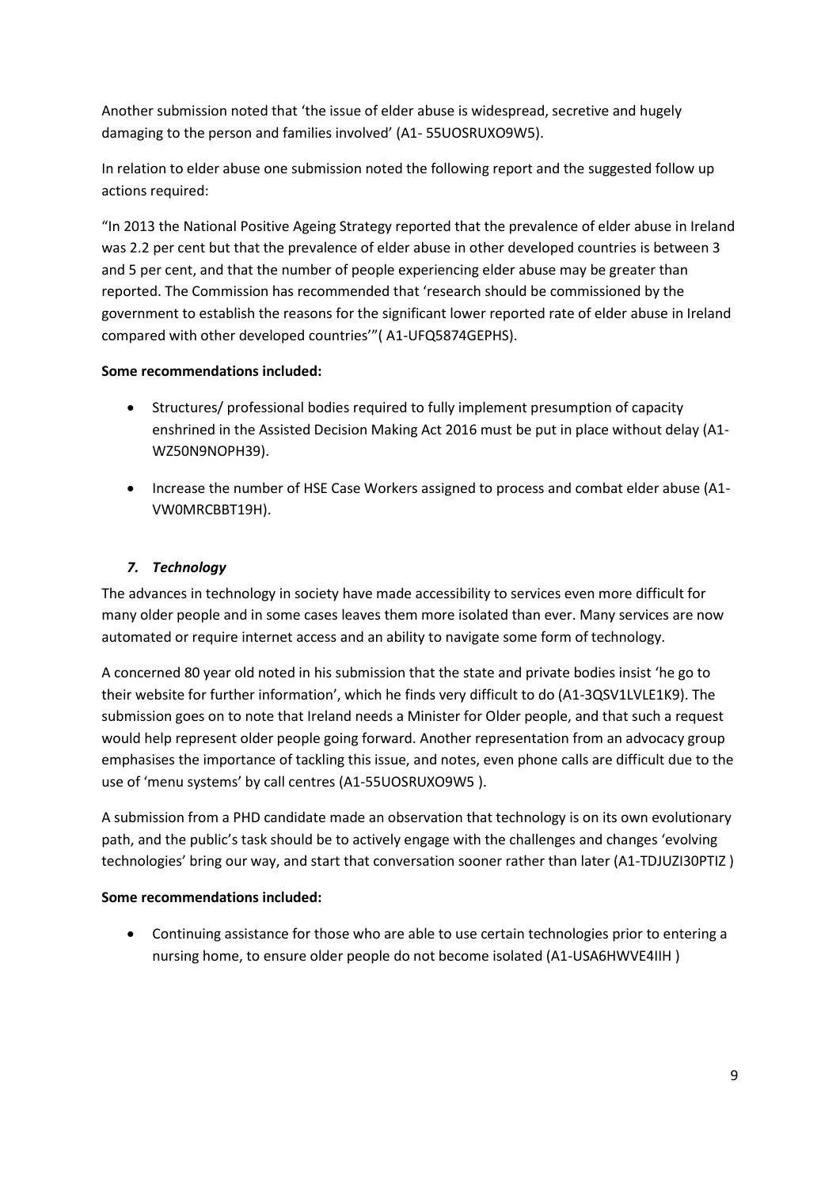Another submission noted that 'the issue of elder abuse is widespread, secretive and hugely damaging to the person and families involved' (A1- 55UOSRUXO9W5).

In relation to elder abuse one submission noted the following report and the suggested follow up actions required:

"In 2013 the National Positive Ageing Strategy reported that the prevalence of elder abuse in Ireland was 2.2 per cent but that the prevalence of elder abuse in other developed countries is between 3 and 5 per cent, and that the number of people experiencing elder abuse may be greater than reported. The Commission has recommended that 'research should be commissioned by the government to establish the reasons for the significant lower reported rate of elder abuse in Ireland compared with other developed countries'"( A1-UFQ5874GEPHS).

**Some recommendations included:**

- Structures/ professional bodies required to fully implement presumption of capacity enshrined in the Assisted Decision Making Act 2016 must be put in place without delay (A1-WZ50N9NOPH39).
- Increase the number of HSE Case Workers assigned to process and combat elder abuse (A1-VW0MRCBBT19H).

### *7. Technology*

The advances in technology in society have made accessibility to services even more difficult for many older people and in some cases leaves them more isolated than ever. Many services are now automated or require internet access and an ability to navigate some form of technology.

A concerned 80 year old noted in his submission that the state and private bodies insist 'he go to their website for further information', which he finds very difficult to do (A1-3QSV1LVLE1K9). The submission goes on to note that Ireland needs a Minister for Older people, and that such a request would help represent older people going forward. Another representation from an advocacy group emphasises the importance of tackling this issue, and notes, even phone calls are difficult due to the use of 'menu systems' by call centres (A1-55UOSRUXO9W5 ).

A submission from a PHD candidate made an observation that technology is on its own evolutionary path, and the public's task should be to actively engage with the challenges and changes 'evolving technologies' bring our way, and start that conversation sooner rather than later (A1-TDJUZI30PTIZ )

**Some recommendations included:**

- Continuing assistance for those who are able to use certain technologies prior to entering a nursing home, to ensure older people do not become isolated (A1-USA6HWVE4IIH )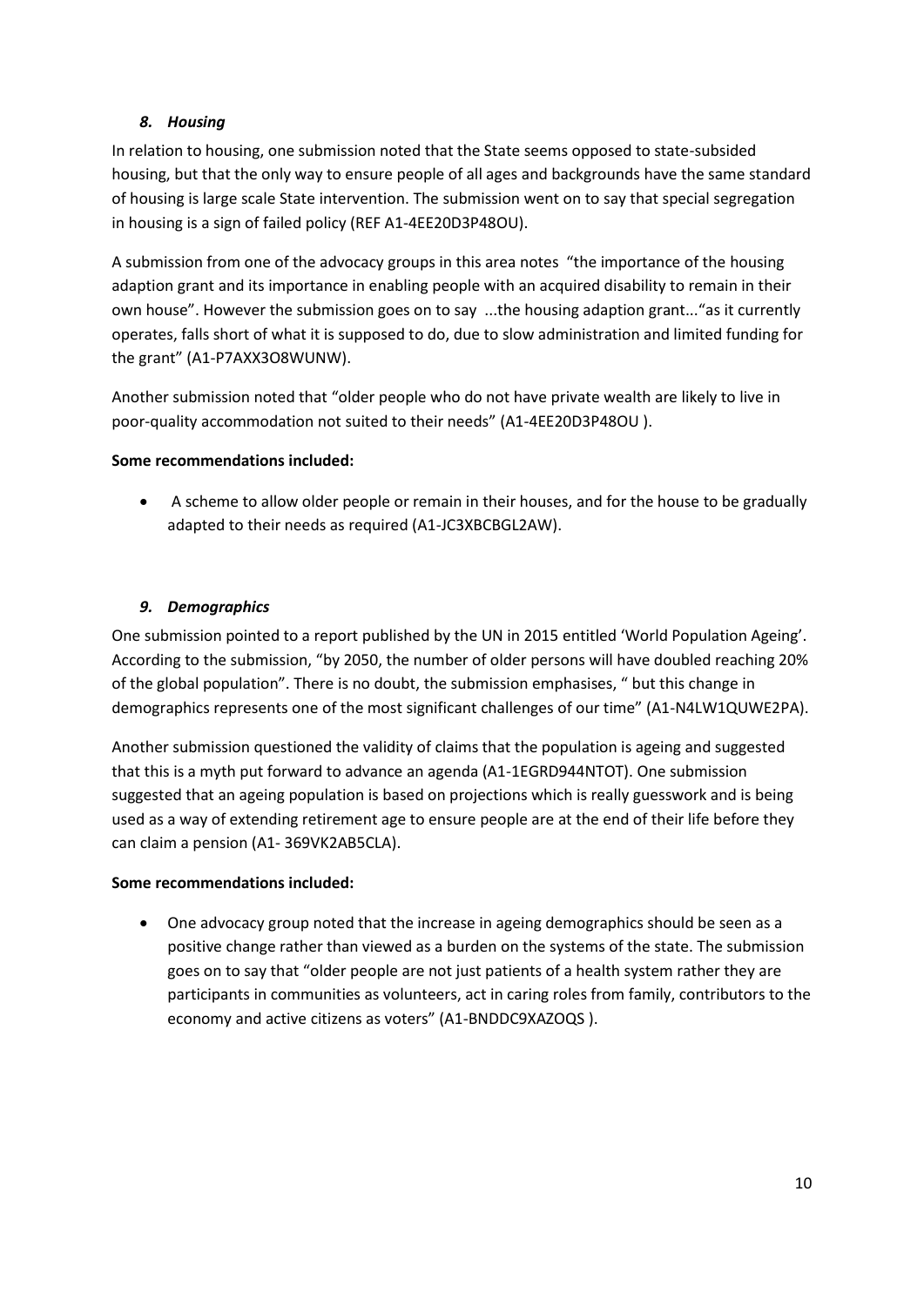### *8. Housing*

In relation to housing, one submission noted that the State seems opposed to state-subsided housing, but that the only way to ensure people of all ages and backgrounds have the same standard of housing is large scale State intervention. The submission went on to say that special segregation in housing is a sign of failed policy (REF A1-4EE20D3P48OU).

A submission from one of the advocacy groups in this area notes "the importance of the housing adaption grant and its importance in enabling people with an acquired disability to remain in their own house". However the submission goes on to say ...the housing adaption grant..."as it currently operates, falls short of what it is supposed to do, due to slow administration and limited funding for the grant" (A1-P7AXX3O8WUNW).

Another submission noted that "older people who do not have private wealth are likely to live in poor-quality accommodation not suited to their needs" (A1-4EE20D3P48OU ).

**Some recommendations included:**

- A scheme to allow older people or remain in their houses, and for the house to be gradually adapted to their needs as required (A1-JC3XBCBGL2AW).

### *9. Demographics*

One submission pointed to a report published by the UN in 2015 entitled 'World Population Ageing'. According to the submission, "by 2050, the number of older persons will have doubled reaching 20% of the global population". There is no doubt, the submission emphasises, " but this change in demographics represents one of the most significant challenges of our time" (A1-N4LW1QUWE2PA).

Another submission questioned the validity of claims that the population is ageing and suggested that this is a myth put forward to advance an agenda (A1-1EGRD944NTOT). One submission suggested that an ageing population is based on projections which is really guesswork and is being used as a way of extending retirement age to ensure people are at the end of their life before they can claim a pension (A1- 369VK2AB5CLA).

**Some recommendations included:**

- One advocacy group noted that the increase in ageing demographics should be seen as a positive change rather than viewed as a burden on the systems of the state. The submission goes on to say that "older people are not just patients of a health system rather they are participants in communities as volunteers, act in caring roles from family, contributors to the economy and active citizens as voters" (A1-BNDDC9XAZOQS ).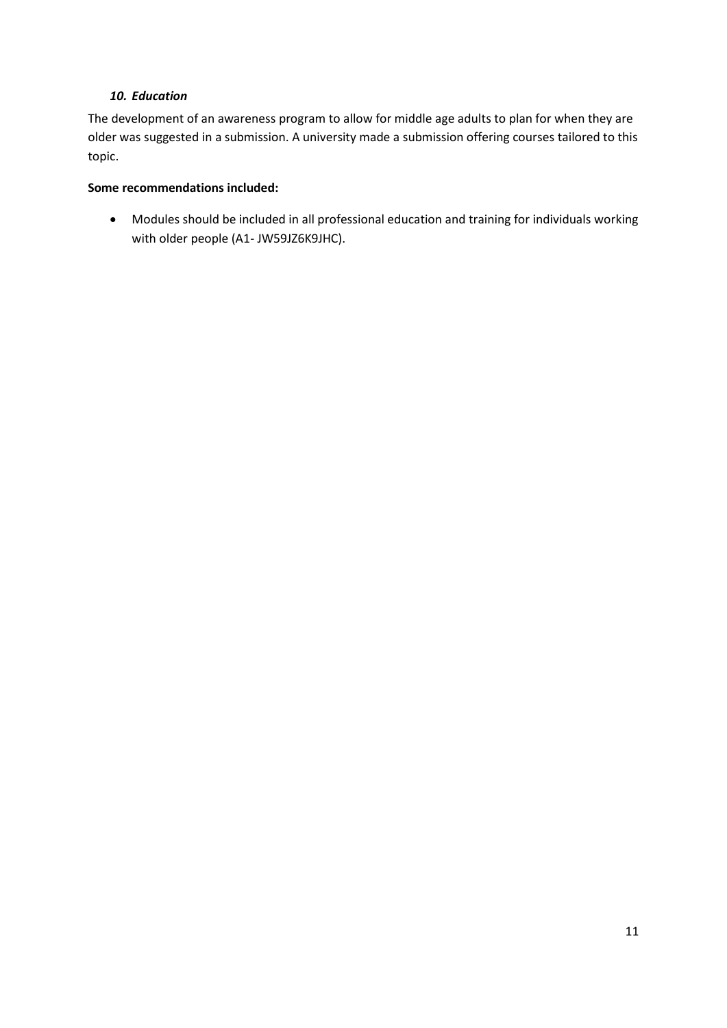### *10. Education*

The development of an awareness program to allow for middle age adults to plan for when they are older was suggested in a submission. A university made a submission offering courses tailored to this topic.

**Some recommendations included:**

- Modules should be included in all professional education and training for individuals working with older people (A1- JW59JZ6K9JHC).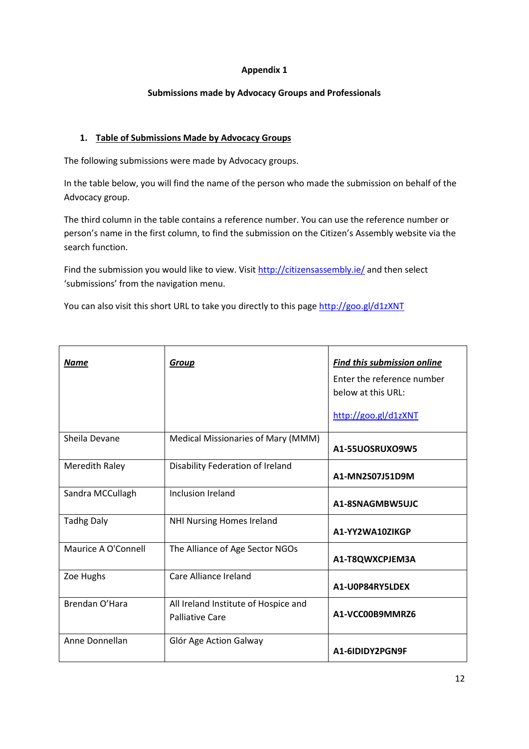**Appendix 1**

**Submissions made by Advocacy Groups and Professionals**

## 1. Table of Submissions Made by Advocacy Groups

The following submissions were made by Advocacy groups.

In the table below, you will find the name of the person who made the submission on behalf of the Advocacy group.

The third column in the table contains a reference number. You can use the reference number or person's name in the first column, to find the submission on the Citizen's Assembly website via the search function.

Find the submission you would like to view. Visit http://citizensassembly.ie/ and then select 'submissions' from the navigation menu.

You can also visit this short URL to take you directly to this page http://goo.gl/d1zXNT

| ***Name*** | ***Group*** | ***Find this submission online*** Enter the reference number below at this URL: http://goo.gl/d1zXNT |
|---|---|---|
| Sheila Devane | Medical Missionaries of Mary (MMM) | **A1-55UOSRUXO9W5** |
| Meredith Raley | Disability Federation of Ireland | **A1-MN2S07J51D9M** |
| Sandra MCCullagh | Inclusion Ireland | **A1-8SNAGMBW5UJC** |
| Tadhg Daly | NHI Nursing Homes Ireland | **A1-YY2WA10ZIKGP** |
| Maurice A O'Connell | The Alliance of Age Sector NGOs | **A1-T8QWXCPJEM3A** |
| Zoe Hughs | Care Alliance Ireland | **A1-U0P84RY5LDEX** |
| Brendan O'Hara | All Ireland Institute of Hospice and Palliative Care | **A1-VCC00B9MMRZ6** |
| Anne Donnellan | Glór Age Action Galway | **A1-6IDIDY2PGN9F** |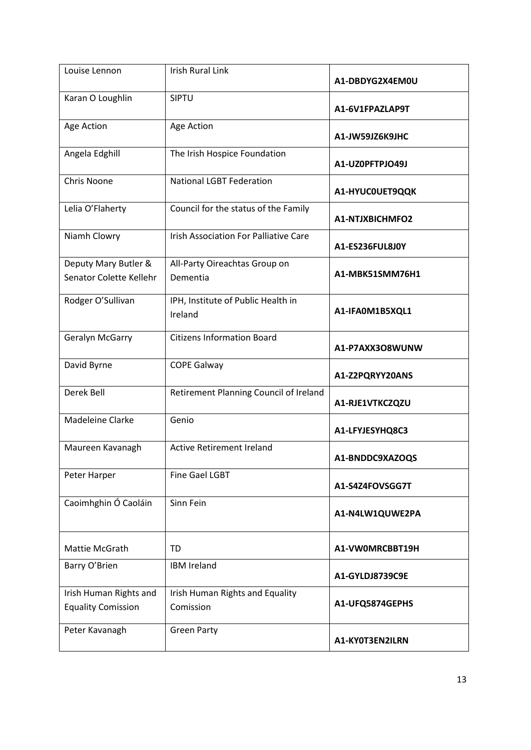| Louise Lennon | Irish Rural Link | **A1-DBDYG2X4EM0U** |
|---|---|---|
| Karan O Loughlin | SIPTU | **A1-6V1FPAZLAP9T** |
| Age Action | Age Action | **A1-JW59JZ6K9JHC** |
| Angela Edghill | The Irish Hospice Foundation | **A1-UZ0PFTPJO49J** |
| Chris Noone | National LGBT Federation | **A1-HYUC0UET9QQK** |
| Lelia O'Flaherty | Council for the status of the Family | **A1-NTJXBICHMFO2** |
| Niamh Clowry | Irish Association For Palliative Care | **A1-ES236FUL8J0Y** |
| Deputy Mary Butler & Senator Colette Kellehr | All-Party Oireachtas Group on Dementia | **A1-MBK51SMM76H1** |
| Rodger O'Sullivan | IPH, Institute of Public Health in Ireland | **A1-IFA0M1B5XQL1** |
| Geralyn McGarry | Citizens Information Board | **A1-P7AXX3O8WUNW** |
| David Byrne | COPE Galway | **A1-Z2PQRYY20ANS** |
| Derek Bell | Retirement Planning Council of Ireland | **A1-RJE1VTKCZQZU** |
| Madeleine Clarke | Genio | **A1-LFYJESYHQ8C3** |
| Maureen Kavanagh | Active Retirement Ireland | **A1-BNDDC9XAZOQS** |
| Peter Harper | Fine Gael LGBT | **A1-S4Z4FOVSGG7T** |
| Caoimhghin Ó Caoláin | Sinn Fein | **A1-N4LW1QUWE2PA** |
| Mattie McGrath | TD | **A1-VW0MRCBBT19H** |
| Barry O'Brien | IBM Ireland | **A1-GYLDJ8739C9E** |
| Irish Human Rights and Equality Comission | Irish Human Rights and Equality Comission | **A1-UFQ5874GEPHS** |
| Peter Kavanagh | Green Party | **A1-KY0T3EN2ILRN** |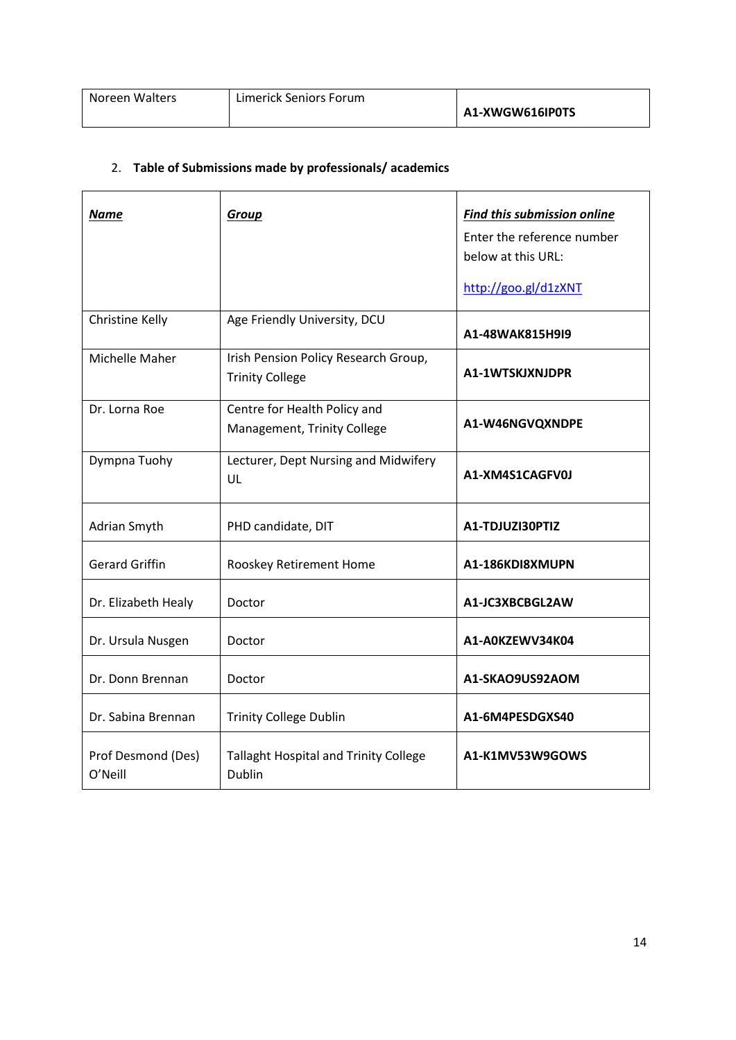| | | |
|---|---|---|
| Noreen Walters | Limerick Seniors Forum | **A1-XWGW616IP0TS** |

2. **Table of Submissions made by professionals/ academics**

| ***Name*** | ***Group*** | ***Find this submission online*** Enter the reference number below at this URL: http://goo.gl/d1zXNT |
|---|---|---|
| Christine Kelly | Age Friendly University, DCU | **A1-48WAK815H9I9** |
| Michelle Maher | Irish Pension Policy Research Group, Trinity College | **A1-1WTSKJXNJDPR** |
| Dr. Lorna Roe | Centre for Health Policy and Management, Trinity College | **A1-W46NGVQXNDPE** |
| Dympna Tuohy | Lecturer, Dept Nursing and Midwifery UL | **A1-XM4S1CAGFV0J** |
| Adrian Smyth | PHD candidate, DIT | **A1-TDJUZI30PTIZ** |
| Gerard Griffin | Rooskey Retirement Home | **A1-186KDI8XMUPN** |
| Dr. Elizabeth Healy | Doctor | **A1-JC3XBCBGL2AW** |
| Dr. Ursula Nusgen | Doctor | **A1-A0KZEWV34K04** |
| Dr. Donn Brennan | Doctor | **A1-SKAO9US92AOM** |
| Dr. Sabina Brennan | Trinity College Dublin | **A1-6M4PESDGXS40** |
| Prof Desmond (Des) O'Neill | Tallaght Hospital and Trinity College Dublin | **A1-K1MV53W9GOWS** |